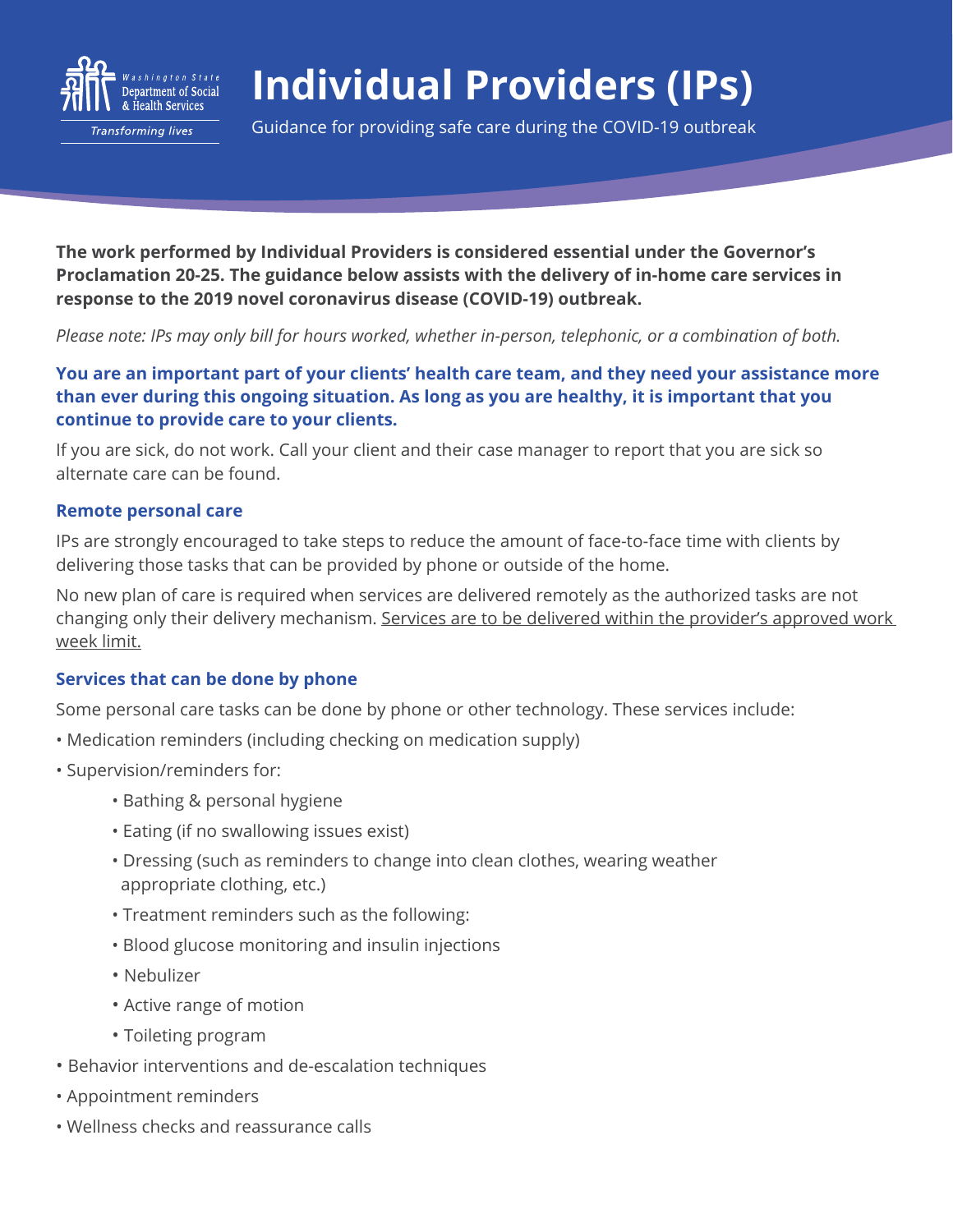# Individual Providers (IPs)

Guidance for providing safe care during the COVID-19 outbreak

**The work performed by Individual Providers is considered essential under the Governor's Proclamation 20-25. The guidance below assists with the delivery of in-home care services in response to the 2019 novel coronavirus disease (COVID-19) outbreak.**

*Please note: IPs may only bill for hours worked, whether in-person, telephonic, or a combination of both.*

**You are an important part of your clients' health care team, and they need your assistance more than ever during this ongoing situation. As long as you are healthy, it is important that you continue to provide care to your clients.**

If you are sick, do not work. Call your client and their case manager to report that you are sick so alternate care can be found.

### Remote personal care

IPs are strongly encouraged to take steps to reduce the amount of face-to-face time with clients by delivering those tasks that can be provided by phone or outside of the home.

No new plan of care is required when services are delivered remotely as the authorized tasks are not changing only their delivery mechanism. Services are to be delivered within the provider's approved work week limit.

### Services that can be done by phone

Some personal care tasks can be done by phone or other technology. These services include:

- Medication reminders (including checking on medication supply)
- Supervision/reminders for:
  - Bathing & personal hygiene
  - Eating (if no swallowing issues exist)
  - Dressing (such as reminders to change into clean clothes, wearing weather appropriate clothing, etc.)
  - Treatment reminders such as the following:
  - Blood glucose monitoring and insulin injections
  - Nebulizer
  - Active range of motion
  - Toileting program
- Behavior interventions and de-escalation techniques
- Appointment reminders
- Wellness checks and reassurance calls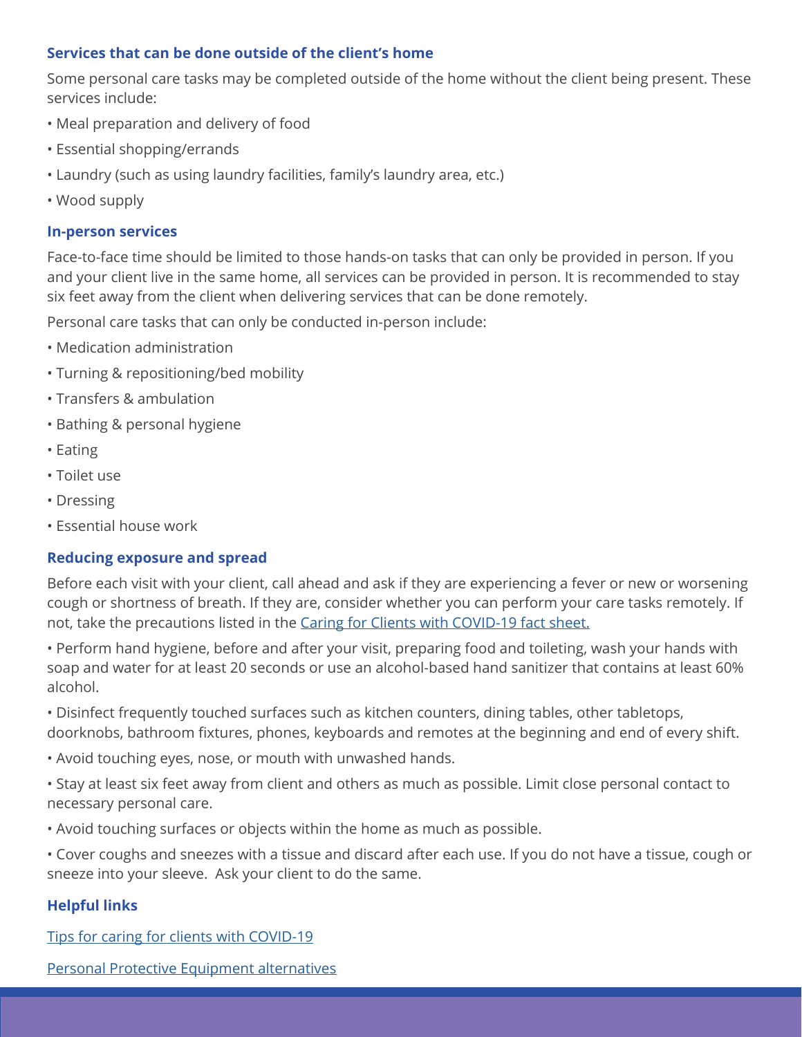### Services that can be done outside of the client's home

Some personal care tasks may be completed outside of the home without the client being present. These services include:

- Meal preparation and delivery of food
- Essential shopping/errands
- Laundry (such as using laundry facilities, family's laundry area, etc.)
- Wood supply

### In-person services

Face-to-face time should be limited to those hands-on tasks that can only be provided in person. If you and your client live in the same home, all services can be provided in person. It is recommended to stay six feet away from the client when delivering services that can be done remotely.

Personal care tasks that can only be conducted in-person include:

- Medication administration
- Turning & repositioning/bed mobility
- Transfers & ambulation
- Bathing & personal hygiene
- Eating
- Toilet use
- Dressing
- Essential house work

### Reducing exposure and spread

Before each visit with your client, call ahead and ask if they are experiencing a fever or new or worsening cough or shortness of breath. If they are, consider whether you can perform your care tasks remotely. If not, take the precautions listed in the [Caring for Clients with COVID-19 fact sheet.]()

- Perform hand hygiene, before and after your visit, preparing food and toileting, wash your hands with soap and water for at least 20 seconds or use an alcohol-based hand sanitizer that contains at least 60% alcohol.
- Disinfect frequently touched surfaces such as kitchen counters, dining tables, other tabletops, doorknobs, bathroom fixtures, phones, keyboards and remotes at the beginning and end of every shift.
- Avoid touching eyes, nose, or mouth with unwashed hands.
- Stay at least six feet away from client and others as much as possible. Limit close personal contact to necessary personal care.
- Avoid touching surfaces or objects within the home as much as possible.
- Cover coughs and sneezes with a tissue and discard after each use. If you do not have a tissue, cough or sneeze into your sleeve. Ask your client to do the same.

### Helpful links

[Tips for caring for clients with COVID-19]()

[Personal Protective Equipment alternatives]()